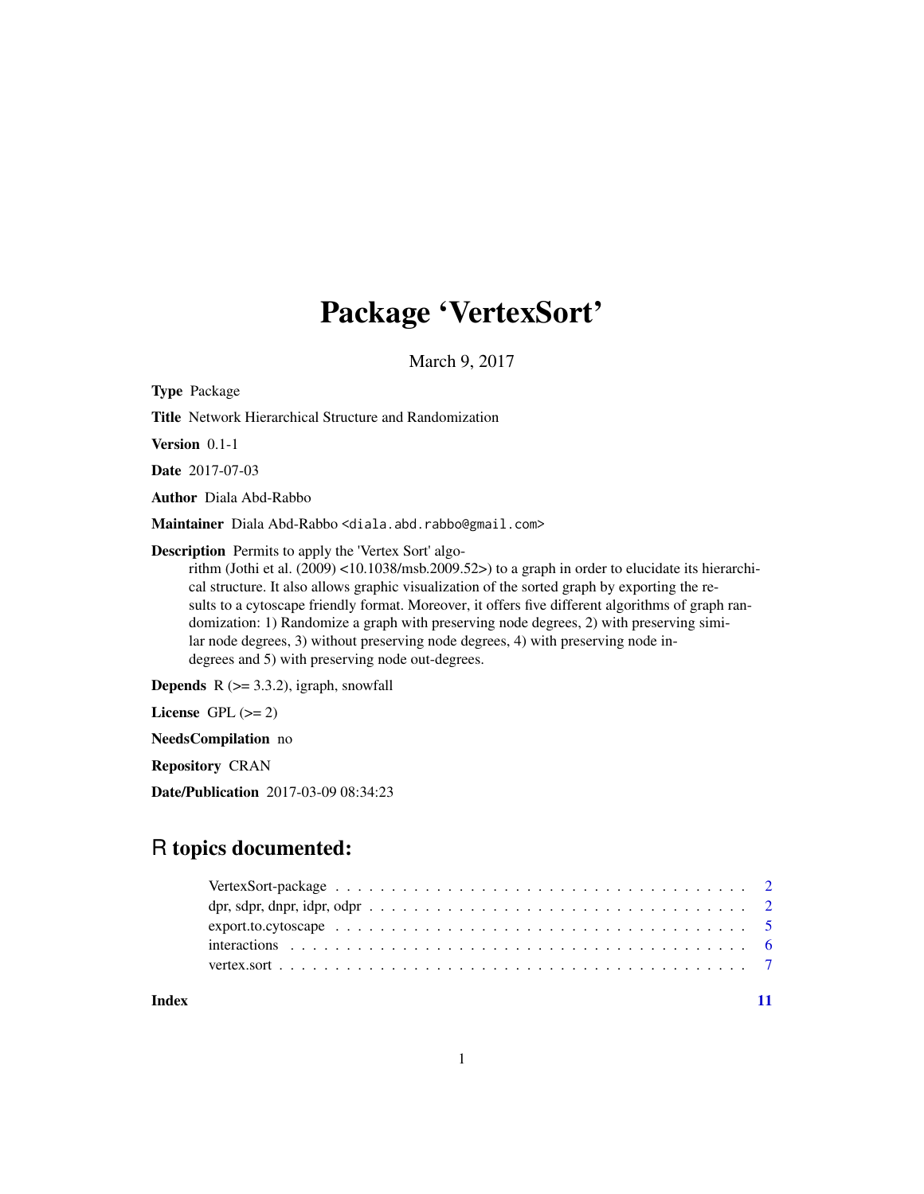# Package 'VertexSort'

March 9, 2017

**Type** Package

**Title** Network Hierarchical Structure and Randomization

**Version** 0.1-1

**Date** 2017-07-03

**Author** Diala Abd-Rabbo

**Maintainer** Diala Abd-Rabbo <diala.abd.rabbo@gmail.com>

**Description** Permits to apply the 'Vertex Sort' algorithm (Jothi et al. (2009) <10.1038/msb.2009.52>) to a graph in order to elucidate its hierarchical structure. It also allows graphic visualization of the sorted graph by exporting the results to a cytoscape friendly format. Moreover, it offers five different algorithms of graph randomization: 1) Randomize a graph with preserving node degrees, 2) with preserving similar node degrees, 3) without preserving node degrees, 4) with preserving node in-degrees and 5) with preserving node out-degrees.

**Depends** R (>= 3.3.2), igraph, snowfall

**License** GPL (>= 2)

**NeedsCompilation** no

**Repository** CRAN

**Date/Publication** 2017-03-09 08:34:23

## R topics documented:

| | |
|---|---|
| VertexSort-package | 2 |
| dpr, sdpr, dnpr, idpr, odpr | 2 |
| export.to.cytoscape | 5 |
| interactions | 6 |
| vertex.sort | 7 |
| **Index** | **11** |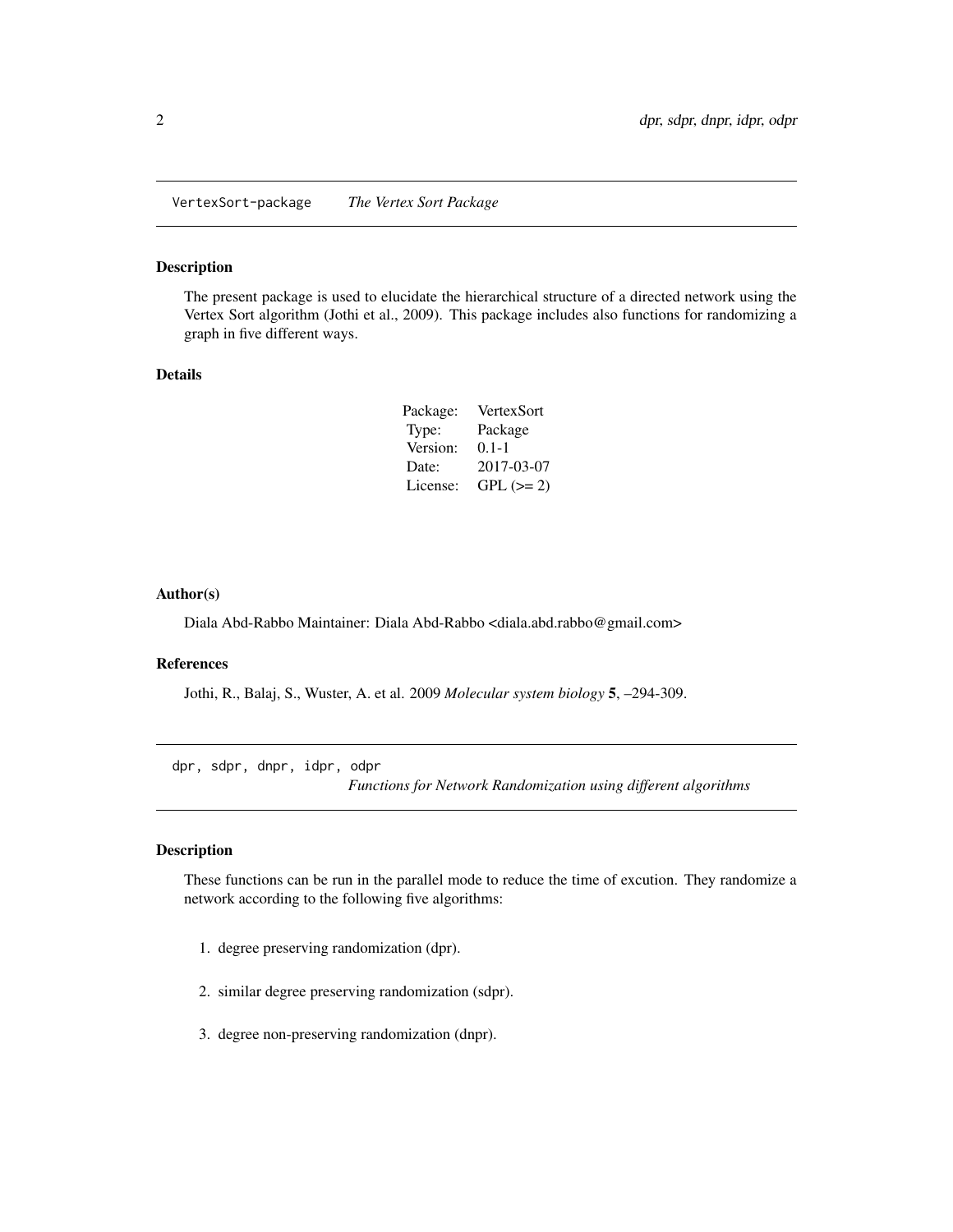## VertexSort-package    *The Vertex Sort Package*

### Description

The present package is used to elucidate the hierarchical structure of a directed network using the Vertex Sort algorithm (Jothi et al., 2009). This package includes also functions for randomizing a graph in five different ways.

### Details

| | |
|---|---|
| Package: | VertexSort |
| Type: | Package |
| Version: | 0.1-1 |
| Date: | 2017-03-07 |
| License: | GPL (>= 2) |

### Author(s)

Diala Abd-Rabbo Maintainer: Diala Abd-Rabbo <diala.abd.rabbo@gmail.com>

### References

Jothi, R., Balaj, S., Wuster, A. et al. 2009 *Molecular system biology* **5**, –294-309.

## dpr, sdpr, dnpr, idpr, odpr    *Functions for Network Randomization using different algorithms*

### Description

These functions can be run in the parallel mode to reduce the time of excution. They randomize a network according to the following five algorithms:

1. degree preserving randomization (dpr).
2. similar degree preserving randomization (sdpr).
3. degree non-preserving randomization (dnpr).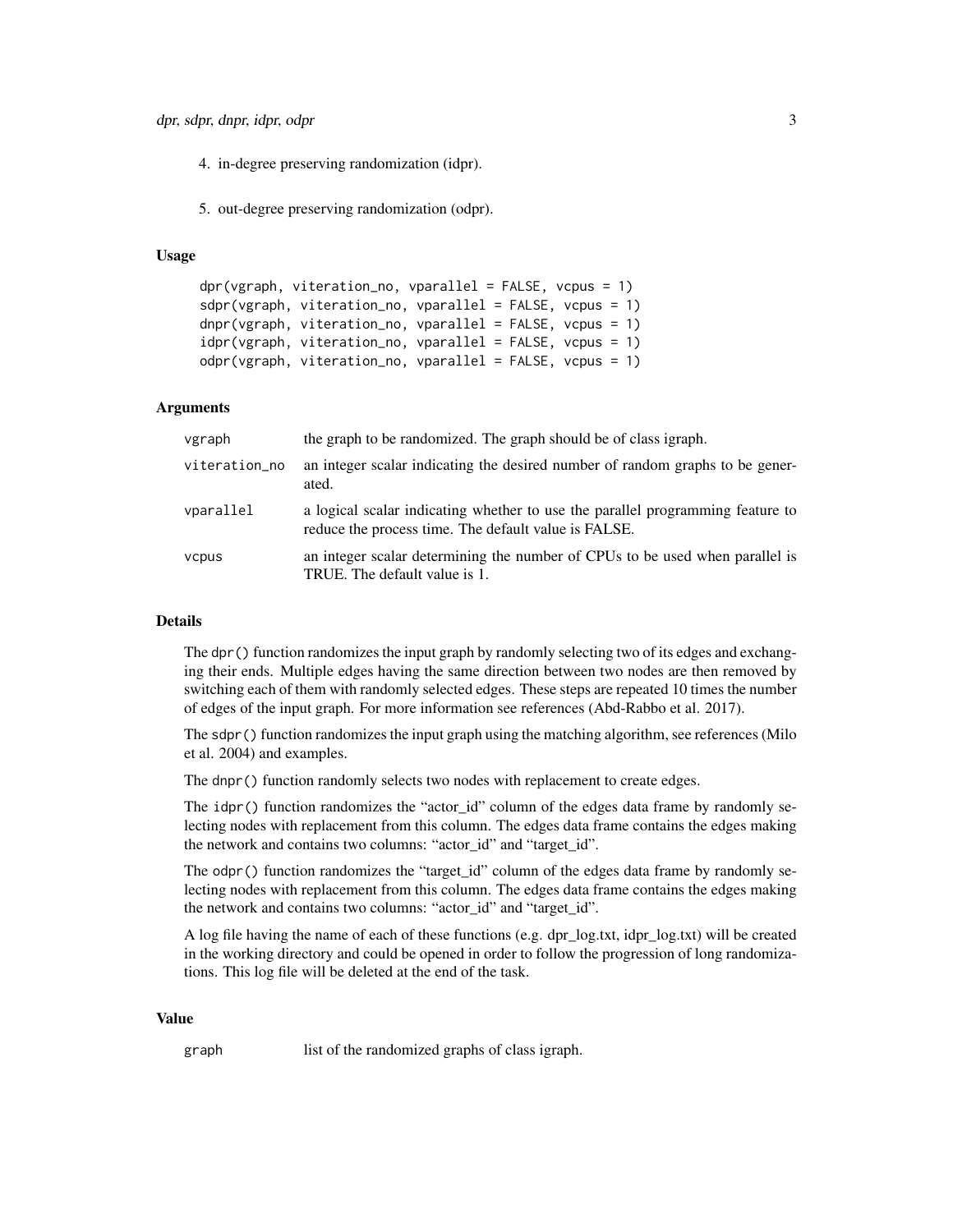4. in-degree preserving randomization (idpr).

5. out-degree preserving randomization (odpr).

### Usage

```
dpr(vgraph, viteration_no, vparallel = FALSE, vcpus = 1)
sdpr(vgraph, viteration_no, vparallel = FALSE, vcpus = 1)
dnpr(vgraph, viteration_no, vparallel = FALSE, vcpus = 1)
idpr(vgraph, viteration_no, vparallel = FALSE, vcpus = 1)
odpr(vgraph, viteration_no, vparallel = FALSE, vcpus = 1)
```

### Arguments

| | |
|---|---|
| `vgraph` | the graph to be randomized. The graph should be of class igraph. |
| `viteration_no` | an integer scalar indicating the desired number of random graphs to be generated. |
| `vparallel` | a logical scalar indicating whether to use the parallel programming feature to reduce the process time. The default value is FALSE. |
| `vcpus` | an integer scalar determining the number of CPUs to be used when parallel is TRUE. The default value is 1. |

### Details

The `dpr()` function randomizes the input graph by randomly selecting two of its edges and exchanging their ends. Multiple edges having the same direction between two nodes are then removed by switching each of them with randomly selected edges. These steps are repeated 10 times the number of edges of the input graph. For more information see references (Abd-Rabbo et al. 2017).

The `sdpr()` function randomizes the input graph using the matching algorithm, see references (Milo et al. 2004) and examples.

The `dnpr()` function randomly selects two nodes with replacement to create edges.

The `idpr()` function randomizes the "actor_id" column of the edges data frame by randomly selecting nodes with replacement from this column. The edges data frame contains the edges making the network and contains two columns: "actor_id" and "target_id".

The `odpr()` function randomizes the "target_id" column of the edges data frame by randomly selecting nodes with replacement from this column. The edges data frame contains the edges making the network and contains two columns: "actor_id" and "target_id".

A log file having the name of each of these functions (e.g. dpr_log.txt, idpr_log.txt) will be created in the working directory and could be opened in order to follow the progression of long randomizations. This log file will be deleted at the end of the task.

### Value

| | |
|---|---|
| `graph` | list of the randomized graphs of class igraph. |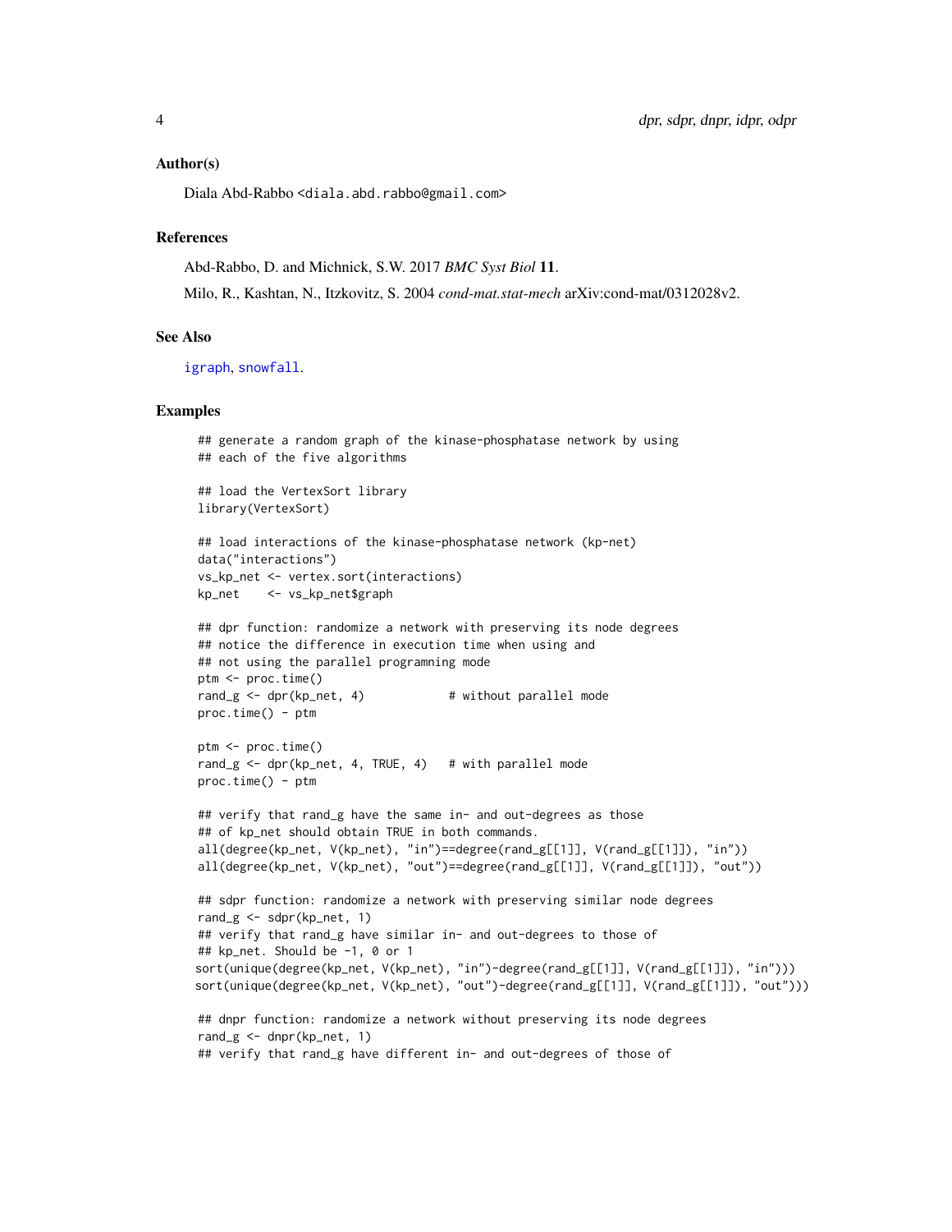### Author(s)

Diala Abd-Rabbo <diala.abd.rabbo@gmail.com>

### References

Abd-Rabbo, D. and Michnick, S.W. 2017 *BMC Syst Biol* **11**.

Milo, R., Kashtan, N., Itzkovitz, S. 2004 *cond-mat.stat-mech* arXiv:cond-mat/0312028v2.

### See Also

igraph, snowfall.

### Examples

```
## generate a random graph of the kinase-phosphatase network by using
## each of the five algorithms

## load the VertexSort library
library(VertexSort)

## load interactions of the kinase-phosphatase network (kp-net)
data("interactions")
vs_kp_net <- vertex.sort(interactions)
kp_net    <- vs_kp_net$graph

## dpr function: randomize a network with preserving its node degrees
## notice the difference in execution time when using and
## not using the parallel programming mode
ptm <- proc.time()
rand_g <- dpr(kp_net, 4)            # without parallel mode
proc.time() - ptm

ptm <- proc.time()
rand_g <- dpr(kp_net, 4, TRUE, 4)   # with parallel mode
proc.time() - ptm

## verify that rand_g have the same in- and out-degrees as those
## of kp_net should obtain TRUE in both commands.
all(degree(kp_net, V(kp_net), "in")==degree(rand_g[[1]], V(rand_g[[1]]), "in"))
all(degree(kp_net, V(kp_net), "out")==degree(rand_g[[1]], V(rand_g[[1]]), "out"))

## sdpr function: randomize a network with preserving similar node degrees
rand_g <- sdpr(kp_net, 1)
## verify that rand_g have similar in- and out-degrees to those of
## kp_net. Should be -1, 0 or 1
sort(unique(degree(kp_net, V(kp_net), "in")-degree(rand_g[[1]], V(rand_g[[1]]), "in")))
sort(unique(degree(kp_net, V(kp_net), "out")-degree(rand_g[[1]], V(rand_g[[1]]), "out")))

## dnpr function: randomize a network without preserving its node degrees
rand_g <- dnpr(kp_net, 1)
## verify that rand_g have different in- and out-degrees of those of
```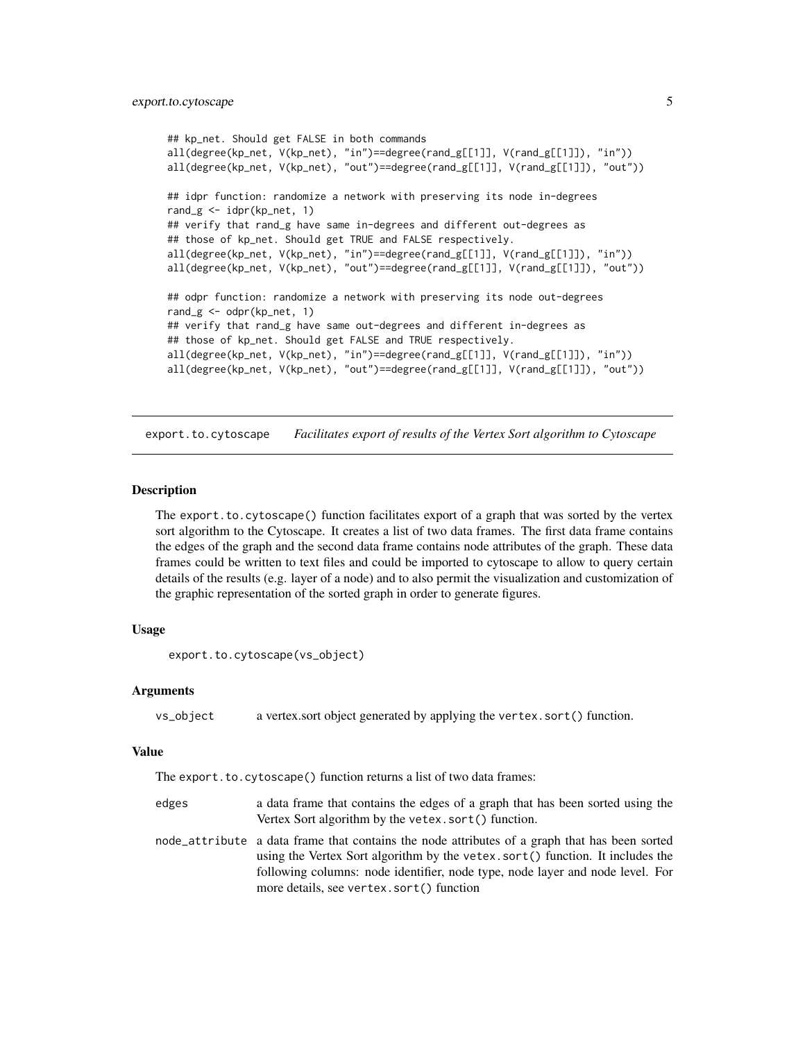```
## kp_net. Should get FALSE in both commands
all(degree(kp_net, V(kp_net), "in")==degree(rand_g[[1]], V(rand_g[[1]]), "in"))
all(degree(kp_net, V(kp_net), "out")==degree(rand_g[[1]], V(rand_g[[1]]), "out"))

## idpr function: randomize a network with preserving its node in-degrees
rand_g <- idpr(kp_net, 1)
## verify that rand_g have same in-degrees and different out-degrees as
## those of kp_net. Should get TRUE and FALSE respectively.
all(degree(kp_net, V(kp_net), "in")==degree(rand_g[[1]], V(rand_g[[1]]), "in"))
all(degree(kp_net, V(kp_net), "out")==degree(rand_g[[1]], V(rand_g[[1]]), "out"))

## odpr function: randomize a network with preserving its node out-degrees
rand_g <- odpr(kp_net, 1)
## verify that rand_g have same out-degrees and different in-degrees as
## those of kp_net. Should get FALSE and TRUE respectively.
all(degree(kp_net, V(kp_net), "in")==degree(rand_g[[1]], V(rand_g[[1]]), "in"))
all(degree(kp_net, V(kp_net), "out")==degree(rand_g[[1]], V(rand_g[[1]]), "out"))
```

---

## export.to.cytoscape — *Facilitates export of results of the Vertex Sort algorithm to Cytoscape*

---

### Description

The `export.to.cytoscape()` function facilitates export of a graph that was sorted by the vertex sort algorithm to the Cytoscape. It creates a list of two data frames. The first data frame contains the edges of the graph and the second data frame contains node attributes of the graph. These data frames could be written to text files and could be imported to cytoscape to allow to query certain details of the results (e.g. layer of a node) and to also permit the visualization and customization of the graphic representation of the sorted graph in order to generate figures.

### Usage

```
export.to.cytoscape(vs_object)
```

### Arguments

| | |
|---|---|
| `vs_object` | a vertex.sort object generated by applying the `vertex.sort()` function. |

### Value

The `export.to.cytoscape()` function returns a list of two data frames:

| | |
|---|---|
| `edges` | a data frame that contains the edges of a graph that has been sorted using the Vertex Sort algorithm by the `vetex.sort()` function. |
| `node_attribute` | a data frame that contains the node attributes of a graph that has been sorted using the Vertex Sort algorithm by the `vetex.sort()` function. It includes the following columns: node identifier, node type, node layer and node level. For more details, see `vertex.sort()` function |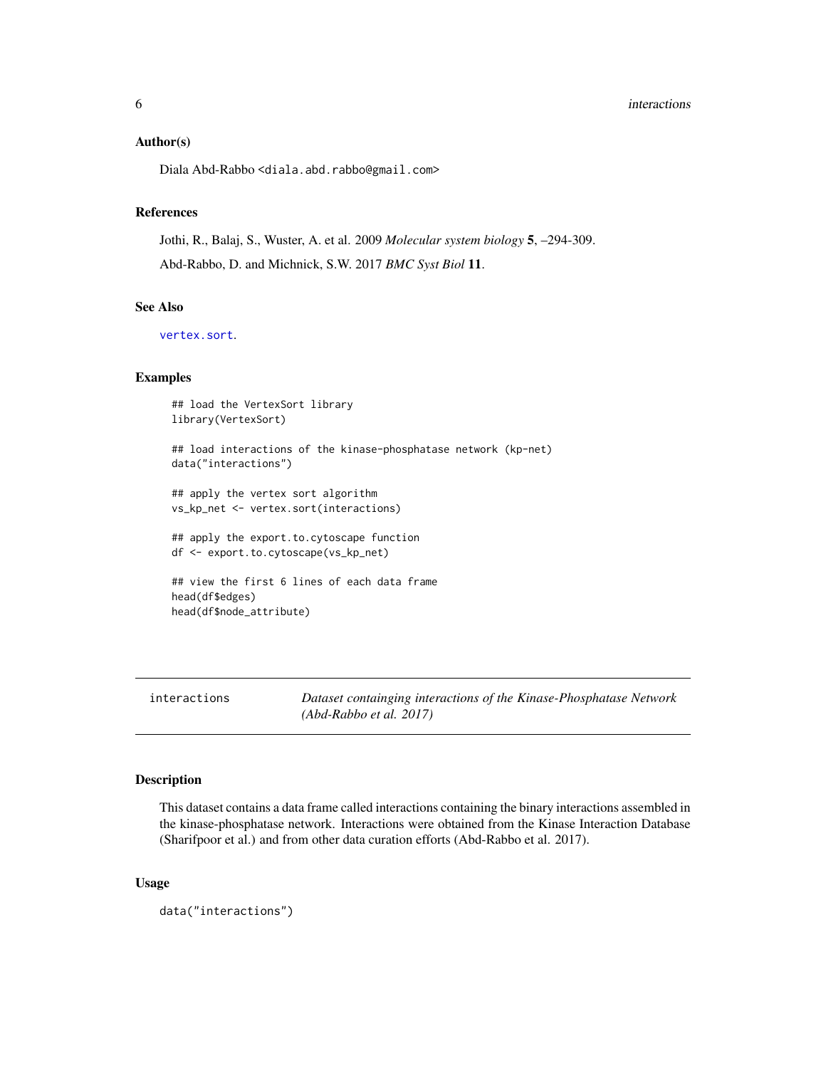### Author(s)

Diala Abd-Rabbo <diala.abd.rabbo@gmail.com>

### References

Jothi, R., Balaj, S., Wuster, A. et al. 2009 *Molecular system biology* **5**, –294-309.

Abd-Rabbo, D. and Michnick, S.W. 2017 *BMC Syst Biol* **11**.

### See Also

vertex.sort.

### Examples

```
## load the VertexSort library
library(VertexSort)

## load interactions of the kinase-phosphatase network (kp-net)
data("interactions")

## apply the vertex sort algorithm
vs_kp_net <- vertex.sort(interactions)

## apply the export.to.cytoscape function
df <- export.to.cytoscape(vs_kp_net)

## view the first 6 lines of each data frame
head(df$edges)
head(df$node_attribute)
```

---

## interactions — *Dataset containging interactions of the Kinase-Phosphatase Network (Abd-Rabbo et al. 2017)*

---

### Description

This dataset contains a data frame called interactions containing the binary interactions assembled in the kinase-phosphatase network. Interactions were obtained from the Kinase Interaction Database (Sharifpoor et al.) and from other data curation efforts (Abd-Rabbo et al. 2017).

### Usage

```
data("interactions")
```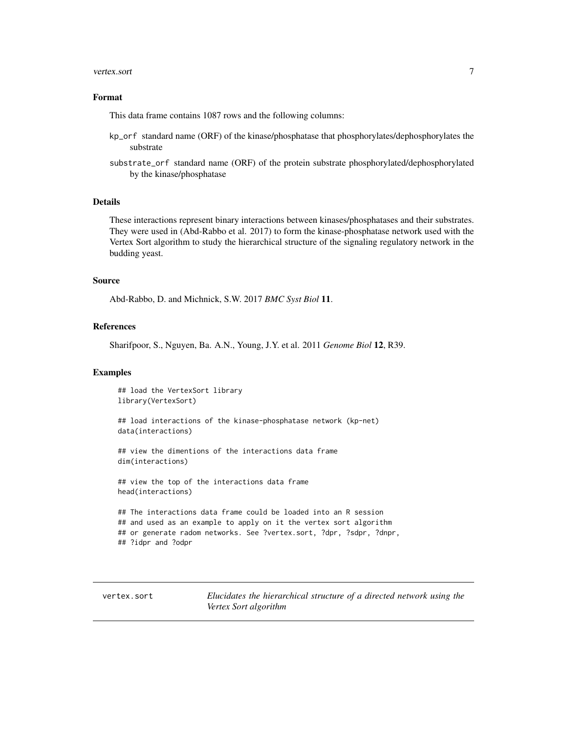### Format

This data frame contains 1087 rows and the following columns:

- `kp_orf` standard name (ORF) of the kinase/phosphatase that phosphorylates/dephosphorylates the substrate
- `substrate_orf` standard name (ORF) of the protein substrate phosphorylated/dephosphorylated by the kinase/phosphatase

### Details

These interactions represent binary interactions between kinases/phosphatases and their substrates. They were used in (Abd-Rabbo et al. 2017) to form the kinase-phosphatase network used with the Vertex Sort algorithm to study the hierarchical structure of the signaling regulatory network in the budding yeast.

### Source

Abd-Rabbo, D. and Michnick, S.W. 2017 *BMC Syst Biol* **11**.

### References

Sharifpoor, S., Nguyen, Ba. A.N., Young, J.Y. et al. 2011 *Genome Biol* **12**, R39.

### Examples

```
## load the VertexSort library
library(VertexSort)

## load interactions of the kinase-phosphatase network (kp-net)
data(interactions)

## view the dimentions of the interactions data frame
dim(interactions)

## view the top of the interactions data frame
head(interactions)

## The interactions data frame could be loaded into an R session
## and used as an example to apply on it the vertex sort algorithm
## or generate radom networks. See ?vertex.sort, ?dpr, ?sdpr, ?dnpr,
## ?idpr and ?odpr
```

---

## vertex.sort — *Elucidates the hierarchical structure of a directed network using the Vertex Sort algorithm*

---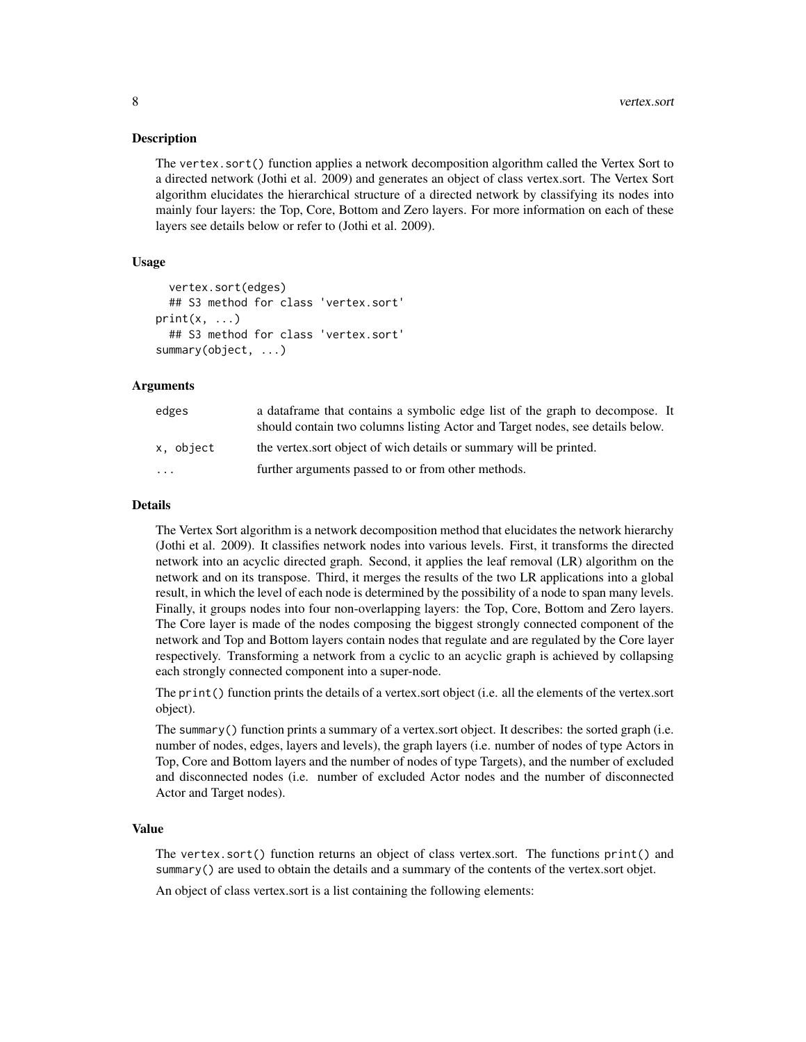## Description

The `vertex.sort()` function applies a network decomposition algorithm called the Vertex Sort to a directed network (Jothi et al. 2009) and generates an object of class vertex.sort. The Vertex Sort algorithm elucidates the hierarchical structure of a directed network by classifying its nodes into mainly four layers: the Top, Core, Bottom and Zero layers. For more information on each of these layers see details below or refer to (Jothi et al. 2009).

## Usage

```
  vertex.sort(edges)
  ## S3 method for class 'vertex.sort'
print(x, ...)
  ## S3 method for class 'vertex.sort'
summary(object, ...)
```

## Arguments

| | |
|---|---|
| `edges` | a dataframe that contains a symbolic edge list of the graph to decompose. It should contain two columns listing Actor and Target nodes, see details below. |
| `x, object` | the vertex.sort object of wich details or summary will be printed. |
| `...` | further arguments passed to or from other methods. |

## Details

The Vertex Sort algorithm is a network decomposition method that elucidates the network hierarchy (Jothi et al. 2009). It classifies network nodes into various levels. First, it transforms the directed network into an acyclic directed graph. Second, it applies the leaf removal (LR) algorithm on the network and on its transpose. Third, it merges the results of the two LR applications into a global result, in which the level of each node is determined by the possibility of a node to span many levels. Finally, it groups nodes into four non-overlapping layers: the Top, Core, Bottom and Zero layers. The Core layer is made of the nodes composing the biggest strongly connected component of the network and Top and Bottom layers contain nodes that regulate and are regulated by the Core layer respectively. Transforming a network from a cyclic to an acyclic graph is achieved by collapsing each strongly connected component into a super-node.

The `print()` function prints the details of a vertex.sort object (i.e. all the elements of the vertex.sort object).

The `summary()` function prints a summary of a vertex.sort object. It describes: the sorted graph (i.e. number of nodes, edges, layers and levels), the graph layers (i.e. number of nodes of type Actors in Top, Core and Bottom layers and the number of nodes of type Targets), and the number of excluded and disconnected nodes (i.e. number of excluded Actor nodes and the number of disconnected Actor and Target nodes).

## Value

The `vertex.sort()` function returns an object of class vertex.sort. The functions `print()` and `summary()` are used to obtain the details and a summary of the contents of the vertex.sort objet.

An object of class vertex.sort is a list containing the following elements: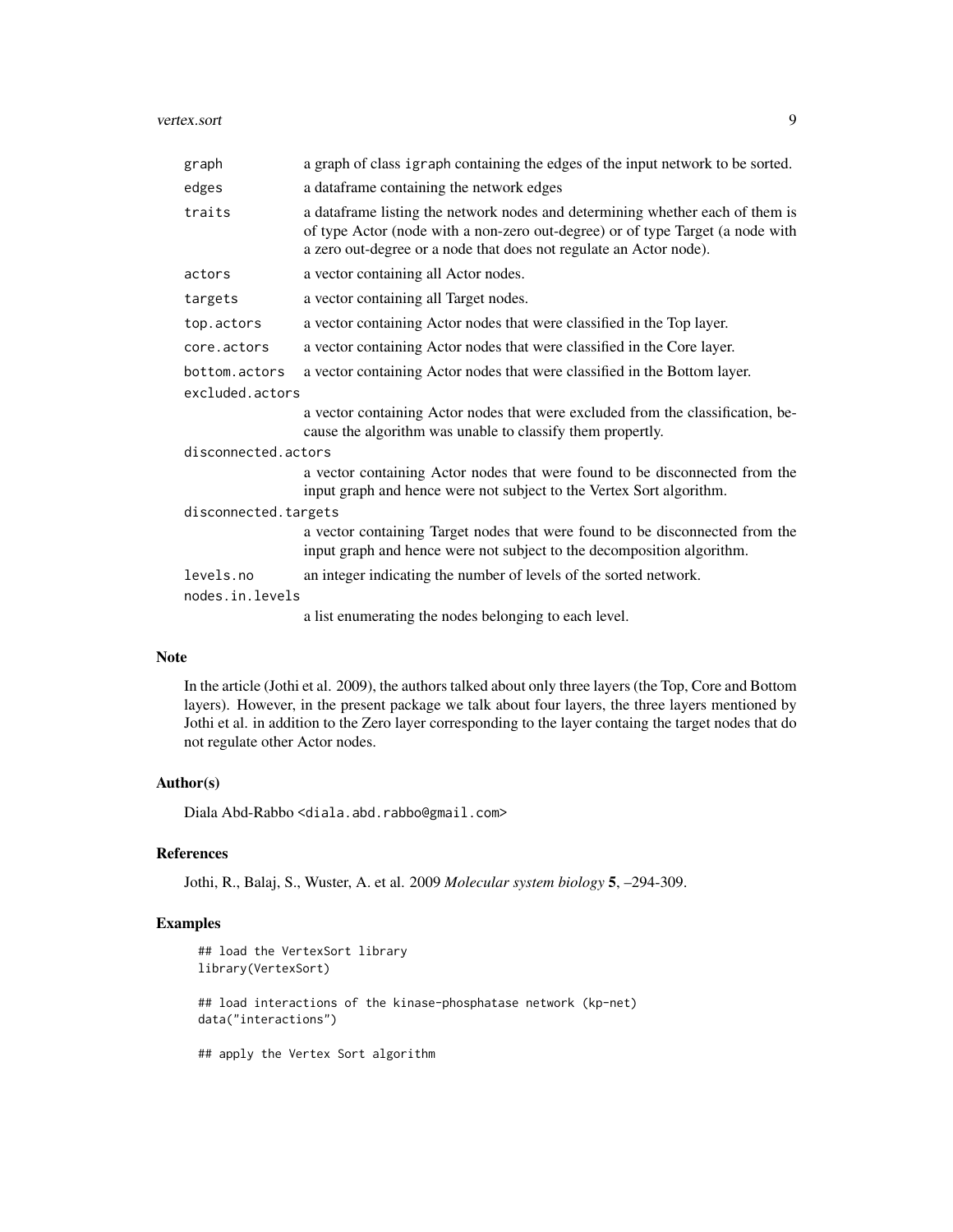| | |
|---|---|
| `graph` | a graph of class `igraph` containing the edges of the input network to be sorted. |
| `edges` | a dataframe containing the network edges |
| `traits` | a dataframe listing the network nodes and determining whether each of them is of type Actor (node with a non-zero out-degree) or of type Target (a node with a zero out-degree or a node that does not regulate an Actor node). |
| `actors` | a vector containing all Actor nodes. |
| `targets` | a vector containing all Target nodes. |
| `top.actors` | a vector containing Actor nodes that were classified in the Top layer. |
| `core.actors` | a vector containing Actor nodes that were classified in the Core layer. |
| `bottom.actors` | a vector containing Actor nodes that were classified in the Bottom layer. |
| `excluded.actors` | a vector containing Actor nodes that were excluded from the classification, because the algorithm was unable to classify them propertly. |
| `disconnected.actors` | a vector containing Actor nodes that were found to be disconnected from the input graph and hence were not subject to the Vertex Sort algorithm. |
| `disconnected.targets` | a vector containing Target nodes that were found to be disconnected from the input graph and hence were not subject to the decomposition algorithm. |
| `levels.no` | an integer indicating the number of levels of the sorted network. |
| `nodes.in.levels` | a list enumerating the nodes belonging to each level. |

## Note

In the article (Jothi et al. 2009), the authors talked about only three layers (the Top, Core and Bottom layers). However, in the present package we talk about four layers, the three layers mentioned by Jothi et al. in addition to the Zero layer corresponding to the layer containg the target nodes that do not regulate other Actor nodes.

## Author(s)

Diala Abd-Rabbo <diala.abd.rabbo@gmail.com>

## References

Jothi, R., Balaj, S., Wuster, A. et al. 2009 *Molecular system biology* **5**, –294-309.

## Examples

```
## load the VertexSort library
library(VertexSort)

## load interactions of the kinase-phosphatase network (kp-net)
data("interactions")

## apply the Vertex Sort algorithm
```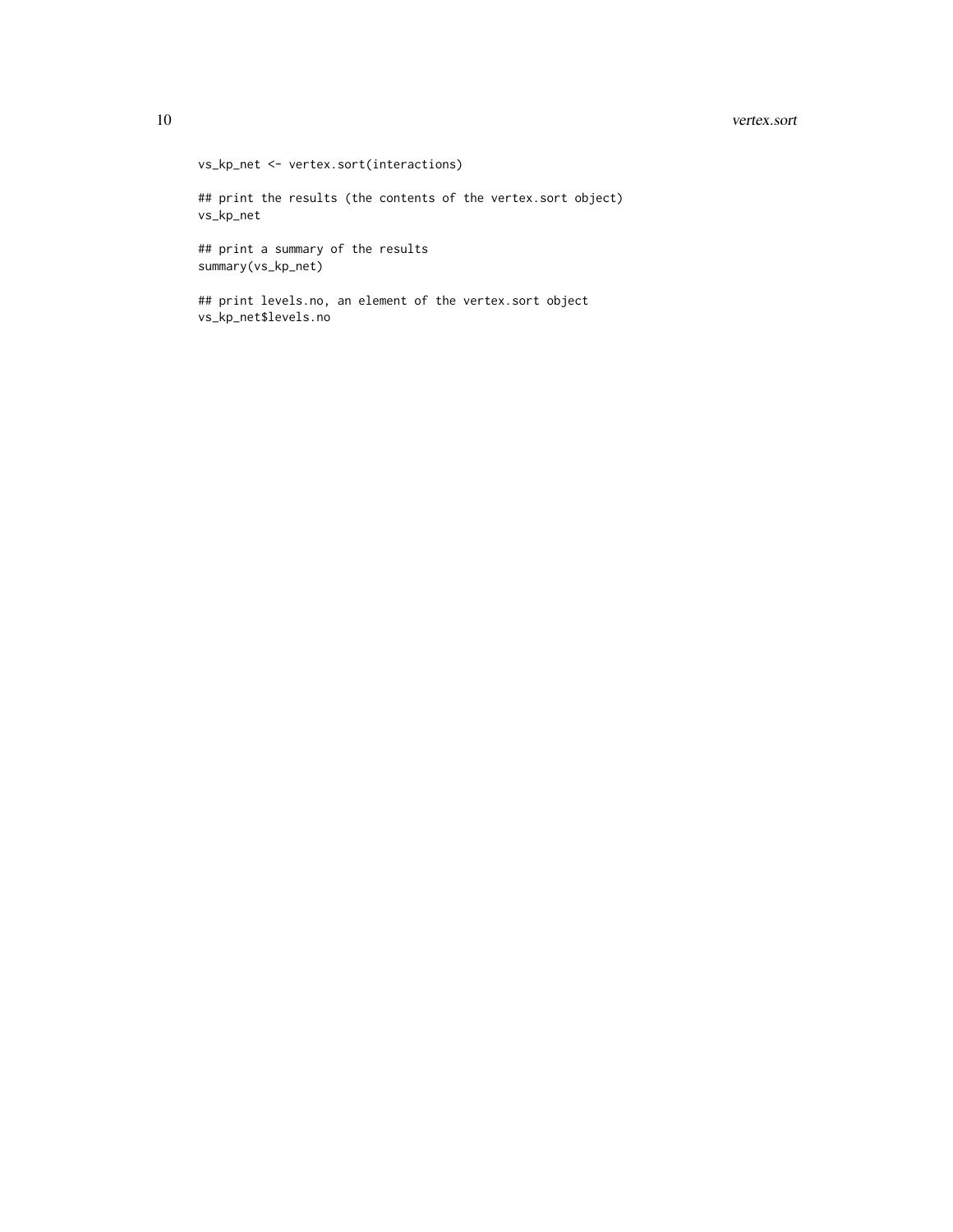```
vs_kp_net <- vertex.sort(interactions)

## print the results (the contents of the vertex.sort object)
vs_kp_net

## print a summary of the results
summary(vs_kp_net)

## print levels.no, an element of the vertex.sort object
vs_kp_net$levels.no
```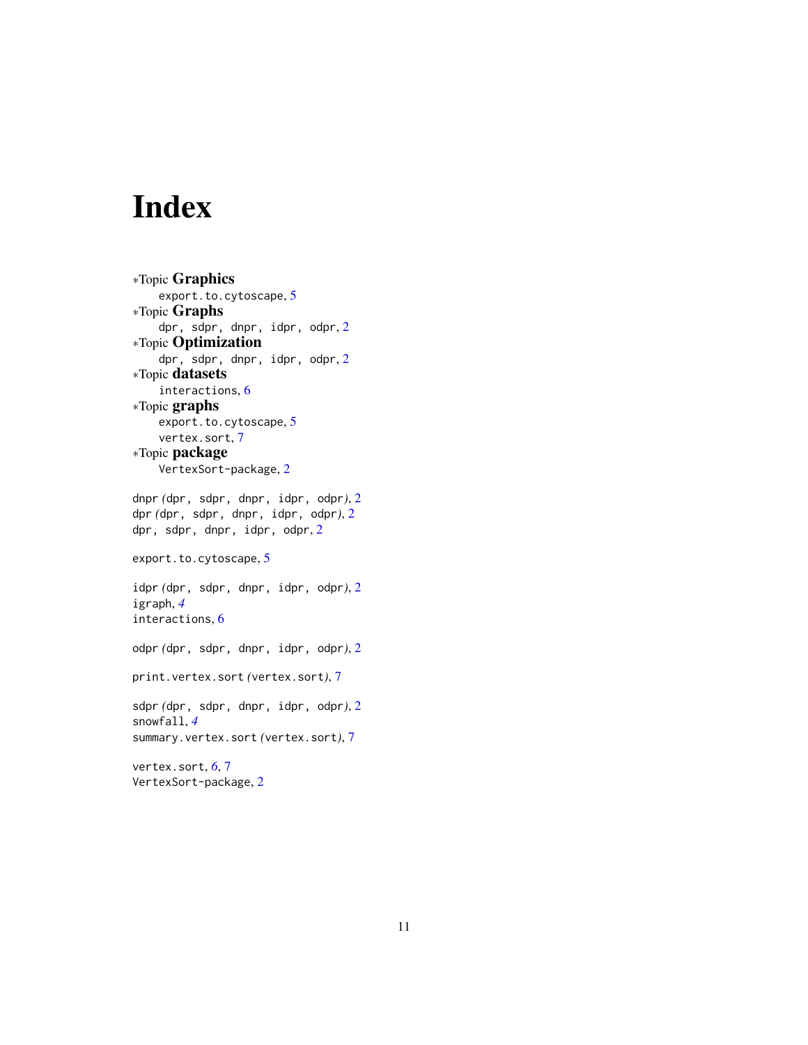# Index

*Topic **Graphics**
    export.to.cytoscape, 5
*Topic **Graphs**
    dpr, sdpr, dnpr, idpr, odpr, 2
*Topic **Optimization**
    dpr, sdpr, dnpr, idpr, odpr, 2
*Topic **datasets**
    interactions, 6
*Topic **graphs**
    export.to.cytoscape, 5
    vertex.sort, 7
*Topic **package**
    VertexSort-package, 2

dnpr *(*dpr, sdpr, dnpr, idpr, odpr*)*, 2
dpr *(*dpr, sdpr, dnpr, idpr, odpr*)*, 2
dpr, sdpr, dnpr, idpr, odpr, 2

export.to.cytoscape, 5

idpr *(*dpr, sdpr, dnpr, idpr, odpr*)*, 2
igraph, *4*
interactions, 6

odpr *(*dpr, sdpr, dnpr, idpr, odpr*)*, 2

print.vertex.sort *(*vertex.sort*)*, 7

sdpr *(*dpr, sdpr, dnpr, idpr, odpr*)*, 2
snowfall, *4*
summary.vertex.sort *(*vertex.sort*)*, 7

vertex.sort, *6*, 7
VertexSort-package, 2